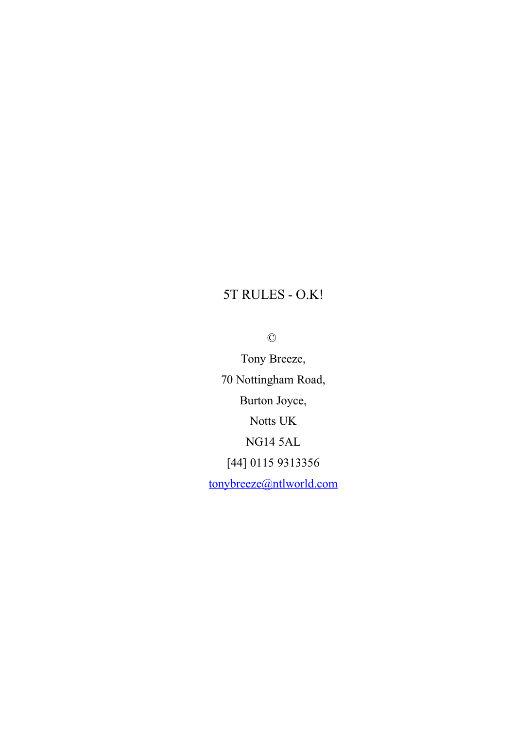# 5T RULES - O.K!

©

Tony Breeze,

70 Nottingham Road,

Burton Joyce,

Notts UK

NG14 5AL

[44] 0115 9313356

tonybreeze@ntlworld.com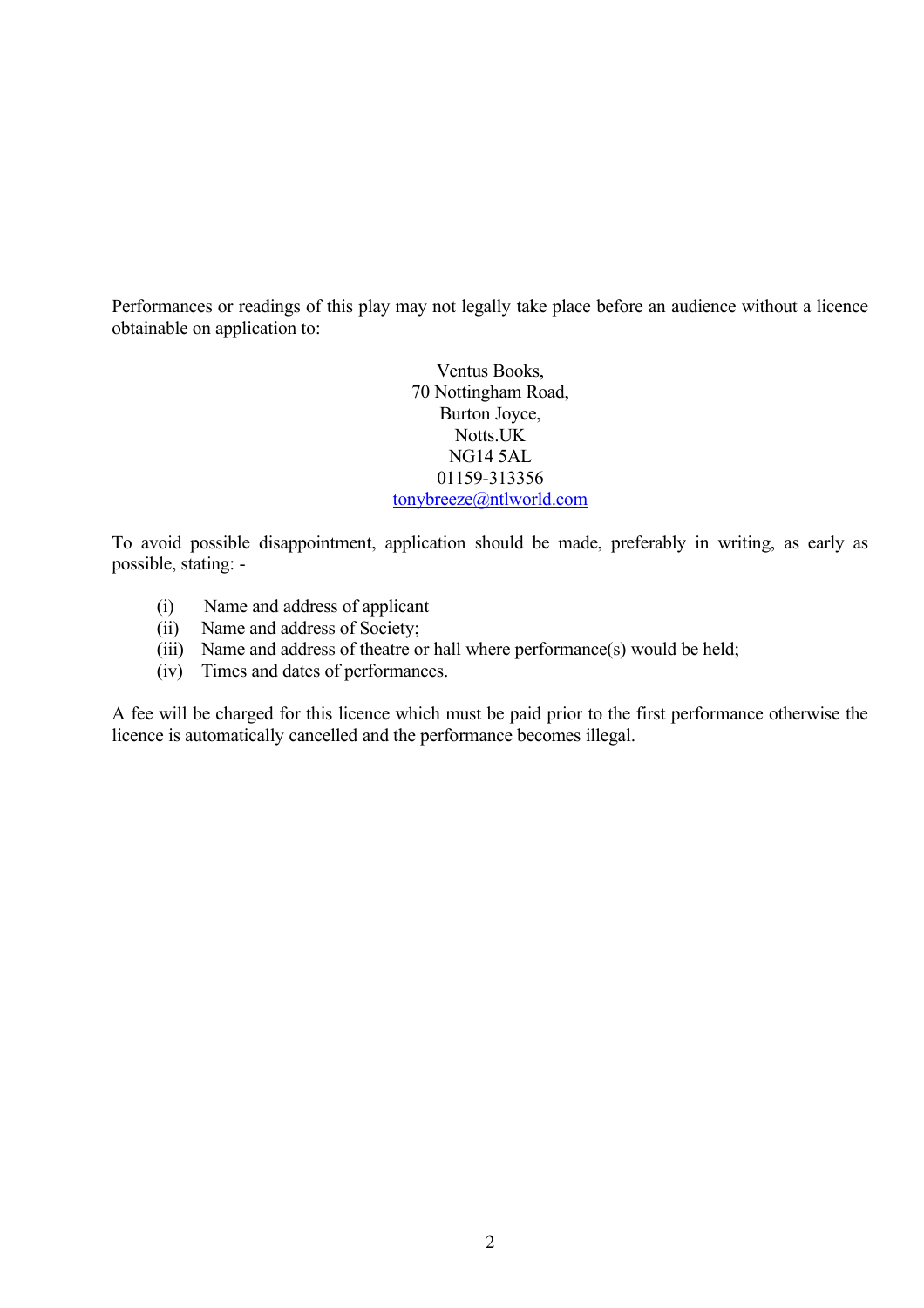Performances or readings of this play may not legally take place before an audience without a licence obtainable on application to:

Ventus Books,  
70 Nottingham Road,  
Burton Joyce,  
Notts.UK  
NG14 5AL  
01159-313356  
tonybreeze@ntlworld.com

To avoid possible disappointment, application should be made, preferably in writing, as early as possible, stating: -

(i) Name and address of applicant  
(ii) Name and address of Society;  
(iii) Name and address of theatre or hall where performance(s) would be held;  
(iv) Times and dates of performances.

A fee will be charged for this licence which must be paid prior to the first performance otherwise the licence is automatically cancelled and the performance becomes illegal.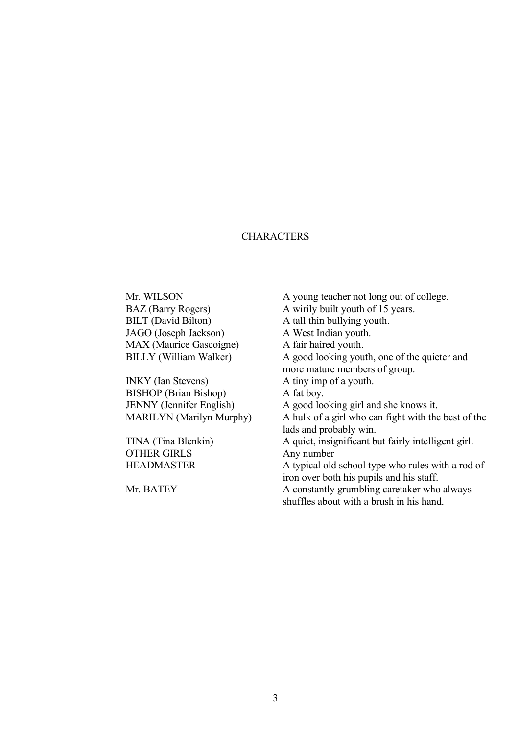# CHARACTERS

| | |
|---|---|
| Mr. WILSON | A young teacher not long out of college. |
| BAZ (Barry Rogers) | A wirily built youth of 15 years. |
| BILT (David Bilton) | A tall thin bullying youth. |
| JAGO (Joseph Jackson) | A West Indian youth. |
| MAX (Maurice Gascoigne) | A fair haired youth. |
| BILLY (William Walker) | A good looking youth, one of the quieter and more mature members of group. |
| INKY (Ian Stevens) | A tiny imp of a youth. |
| BISHOP (Brian Bishop) | A fat boy. |
| JENNY (Jennifer English) | A good looking girl and she knows it. |
| MARILYN (Marilyn Murphy) | A hulk of a girl who can fight with the best of the lads and probably win. |
| TINA (Tina Blenkin) | A quiet, insignificant but fairly intelligent girl. |
| OTHER GIRLS | Any number |
| HEADMASTER | A typical old school type who rules with a rod of iron over both his pupils and his staff. |
| Mr. BATEY | A constantly grumbling caretaker who always shuffles about with a brush in his hand. |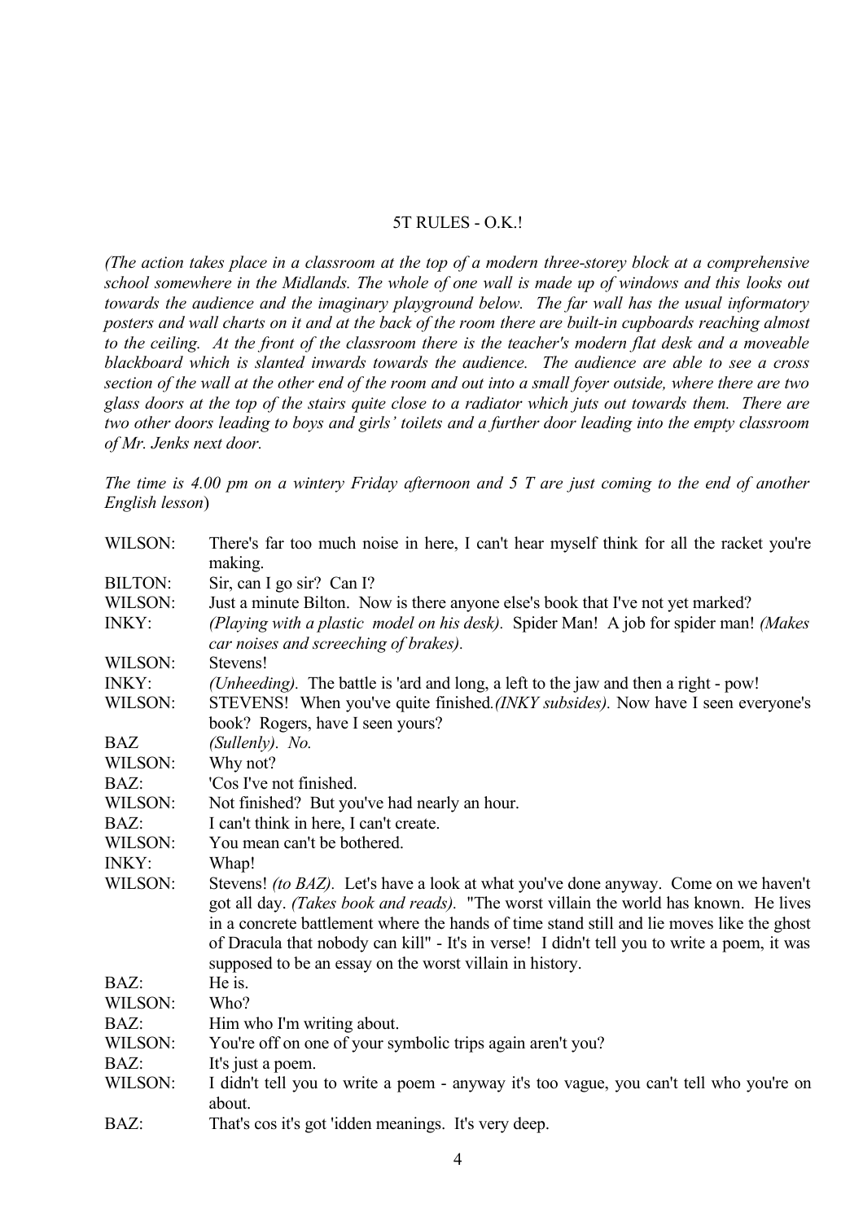5T RULES - O.K.!

*(The action takes place in a classroom at the top of a modern three-storey block at a comprehensive school somewhere in the Midlands. The whole of one wall is made up of windows and this looks out towards the audience and the imaginary playground below. The far wall has the usual informatory posters and wall charts on it and at the back of the room there are built-in cupboards reaching almost to the ceiling. At the front of the classroom there is the teacher's modern flat desk and a moveable blackboard which is slanted inwards towards the audience. The audience are able to see a cross section of the wall at the other end of the room and out into a small foyer outside, where there are two glass doors at the top of the stairs quite close to a radiator which juts out towards them. There are two other doors leading to boys and girls' toilets and a further door leading into the empty classroom of Mr. Jenks next door.*

*The time is 4.00 pm on a wintery Friday afternoon and 5 T are just coming to the end of another English lesson*)

WILSON: There's far too much noise in here, I can't hear myself think for all the racket you're making.

BILTON: Sir, can I go sir? Can I?

WILSON: Just a minute Bilton. Now is there anyone else's book that I've not yet marked?

INKY: *(Playing with a plastic model on his desk).* Spider Man! A job for spider man! *(Makes car noises and screeching of brakes).*

WILSON: Stevens!

INKY: *(Unheeding).* The battle is 'ard and long, a left to the jaw and then a right - pow!

WILSON: STEVENS! When you've quite finished.*(INKY subsides).* Now have I seen everyone's book? Rogers, have I seen yours?

BAZ *(Sullenly). No.*

WILSON: Why not?

BAZ: 'Cos I've not finished.

WILSON: Not finished? But you've had nearly an hour.

BAZ: I can't think in here, I can't create.

WILSON: You mean can't be bothered.

INKY: Whap!

WILSON: Stevens! *(to BAZ).* Let's have a look at what you've done anyway. Come on we haven't got all day. *(Takes book and reads).* "The worst villain the world has known. He lives in a concrete battlement where the hands of time stand still and lie moves like the ghost of Dracula that nobody can kill" - It's in verse! I didn't tell you to write a poem, it was supposed to be an essay on the worst villain in history.

BAZ: He is.

WILSON: Who?

BAZ: Him who I'm writing about.

WILSON: You're off on one of your symbolic trips again aren't you?

BAZ: It's just a poem.

WILSON: I didn't tell you to write a poem - anyway it's too vague, you can't tell who you're on about.

BAZ: That's cos it's got 'idden meanings. It's very deep.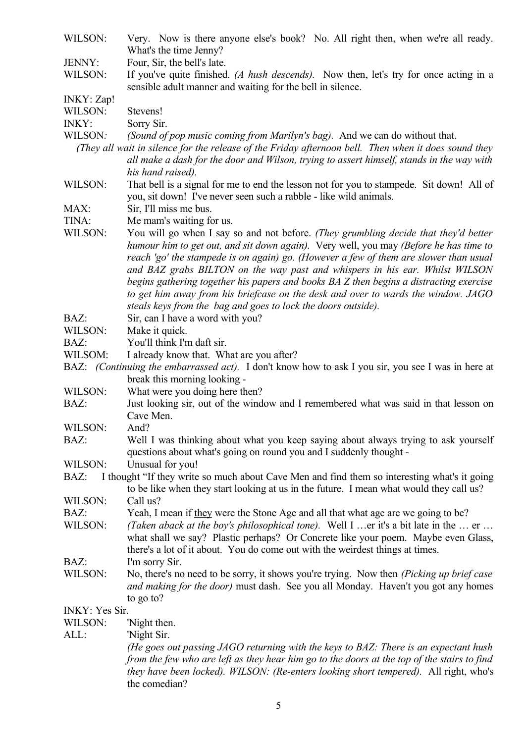WILSON: Very. Now is there anyone else's book? No. All right then, when we're all ready. What's the time Jenny?

JENNY: Four, Sir, the bell's late.

WILSON: If you've quite finished. *(A hush descends).* Now then, let's try for once acting in a sensible adult manner and waiting for the bell in silence.

INKY: Zap!

WILSON: Stevens!

INKY: Sorry Sir.

WILSON*:* *(Sound of pop music coming from Marilyn's bag).* And we can do without that.

*(They all wait in silence for the release of the Friday afternoon bell. Then when it does sound they all make a dash for the door and Wilson, trying to assert himself, stands in the way with his hand raised).*

WILSON: That bell is a signal for me to end the lesson not for you to stampede. Sit down! All of you, sit down! I've never seen such a rabble - like wild animals.

MAX: Sir, I'll miss me bus.

TINA: Me mam's waiting for us.

WILSON: You will go when I say so and not before. *(They grumbling decide that they'd better humour him to get out, and sit down again).* Very well, you may *(Before he has time to reach 'go' the stampede is on again)* go. *(However a few of them are slower than usual and BAZ grabs BILTON on the way past and whispers in his ear. Whilst WILSON begins gathering together his papers and books BA Z then begins a distracting exercise to get him away from his briefcase on the desk and over to wards the window. JAGO steals keys from the bag and goes to lock the doors outside).*

BAZ: Sir, can I have a word with you?

WILSON: Make it quick.

BAZ: You'll think I'm daft sir.

WILSOM: I already know that. What are you after?

BAZ: *(Continuing the embarrassed act).* I don't know how to ask I you sir, you see I was in here at break this morning looking -

WILSON: What were you doing here then?

BAZ: Just looking sir, out of the window and I remembered what was said in that lesson on Cave Men.

WILSON: And?

BAZ: Well I was thinking about what you keep saying about always trying to ask yourself questions about what's going on round you and I suddenly thought -

WILSON: Unusual for you!

BAZ: I thought "If they write so much about Cave Men and find them so interesting what's it going to be like when they start looking at us in the future. I mean what would they call us?

WILSON: Call us?

BAZ: Yeah, I mean if they were the Stone Age and all that what age are we going to be?

WILSON: *(Taken aback at the boy's philosophical tone).* Well I …er it's a bit late in the … er … what shall we say? Plastic perhaps? Or Concrete like your poem. Maybe even Glass, there's a lot of it about. You do come out with the weirdest things at times.

BAZ: I'm sorry Sir.

WILSON: No, there's no need to be sorry, it shows you're trying. Now then *(Picking up brief case and making for the door)* must dash. See you all Monday. Haven't you got any homes to go to?

INKY: Yes Sir.

WILSON: 'Night then.

ALL: 'Night Sir.

*(He goes out passing JAGO returning with the keys to BAZ: There is an expectant hush from the few who are left as they hear him go to the doors at the top of the stairs to find they have been locked). WILSON: (Re-enters looking short tempered).* All right, who's the comedian?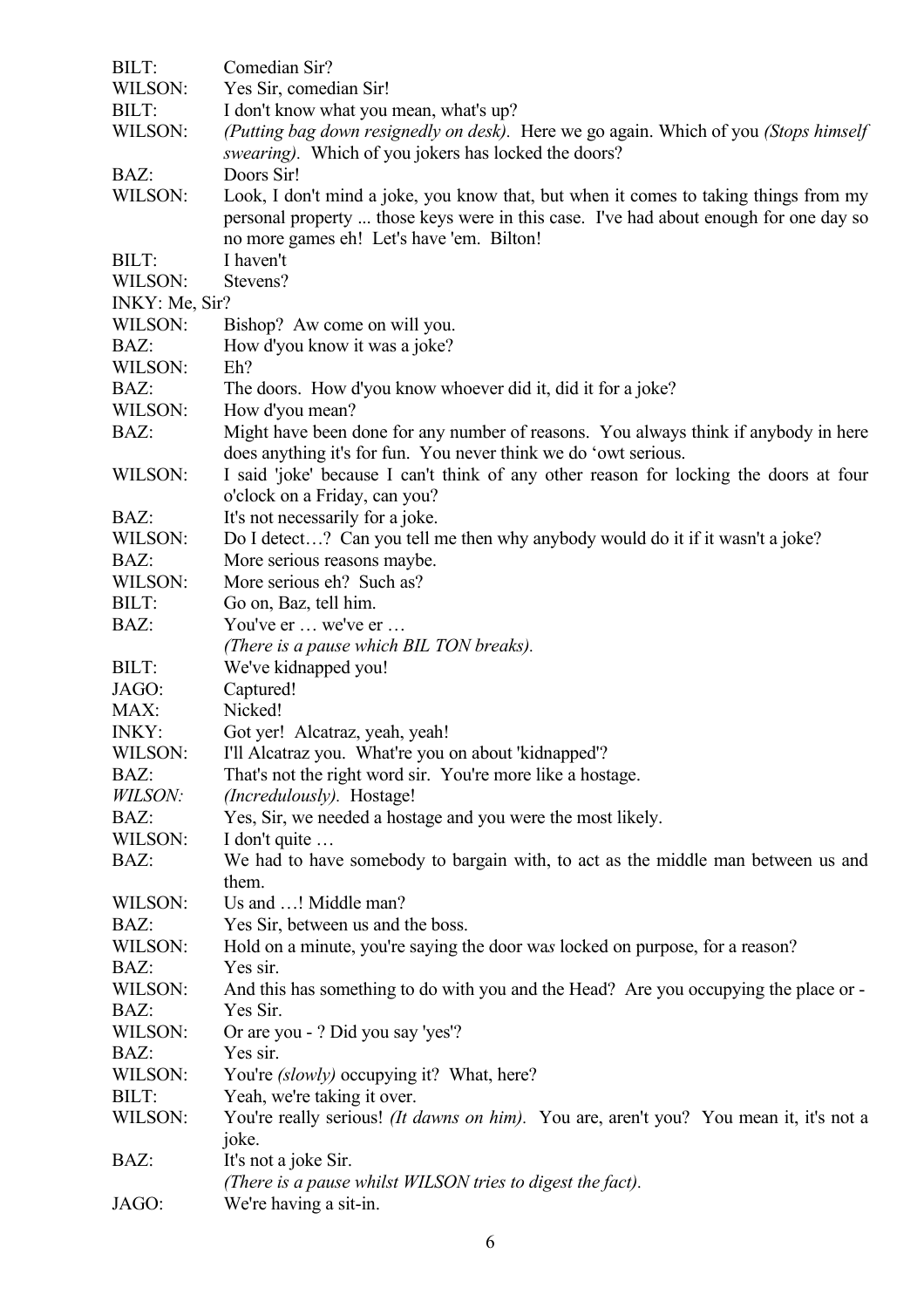BILT: Comedian Sir?

WILSON: Yes Sir, comedian Sir!

BILT: I don't know what you mean, what's up?

WILSON: *(Putting bag down resignedly on desk).* Here we go again. Which of you *(Stops himself swearing).* Which of you jokers has locked the doors?

BAZ: Doors Sir!

WILSON: Look, I don't mind a joke, you know that, but when it comes to taking things from my personal property ... those keys were in this case. I've had about enough for one day so no more games eh! Let's have 'em. Bilton!

BILT: I haven't

WILSON: Stevens?

INKY: Me, Sir?

WILSON: Bishop? Aw come on will you.

BAZ: How d'you know it was a joke?

WILSON: Eh?

BAZ: The doors. How d'you know whoever did it, did it for a joke?

WILSON: How d'you mean?

BAZ: Might have been done for any number of reasons. You always think if anybody in here does anything it's for fun. You never think we do 'owt serious.

WILSON: I said 'joke' because I can't think of any other reason for locking the doors at four o'clock on a Friday, can you?

BAZ: It's not necessarily for a joke.

WILSON: Do I detect…? Can you tell me then why anybody would do it if it wasn't a joke?

BAZ: More serious reasons maybe.

WILSON: More serious eh? Such as?

BILT: Go on, Baz, tell him.

BAZ: You've er … we've er …
*(There is a pause which BIL TON breaks).*

BILT: We've kidnapped you!

JAGO: Captured!

MAX: Nicked!

INKY: Got yer! Alcatraz, yeah, yeah!

WILSON: I'll Alcatraz you. What're you on about 'kidnapped'?

BAZ: That's not the right word sir. You're more like a hostage.

*WILSON:* *(Incredulously).* Hostage!

BAZ: Yes, Sir, we needed a hostage and you were the most likely.

WILSON: I don't quite …

BAZ: We had to have somebody to bargain with, to act as the middle man between us and them.

WILSON: Us and …! Middle man?

BAZ: Yes Sir, between us and the boss.

WILSON: Hold on a minute, you're saying the door wa*s* locked on purpose, for a reason?

BAZ: Yes sir.

WILSON: And this has something to do with you and the Head? Are you occupying the place or -

BAZ: Yes Sir.

WILSON: Or are you - ? Did you say 'yes'?

BAZ: Yes sir.

WILSON: You're *(slowly)* occupying it? What, here?

BILT: Yeah, we're taking it over.

WILSON: You're really serious! *(It dawns on him).* You are, aren't you? You mean it, it's not a joke.

BAZ: It's not a joke Sir.
*(There is a pause whilst WILSON tries to digest the fact).*

JAGO: We're having a sit-in.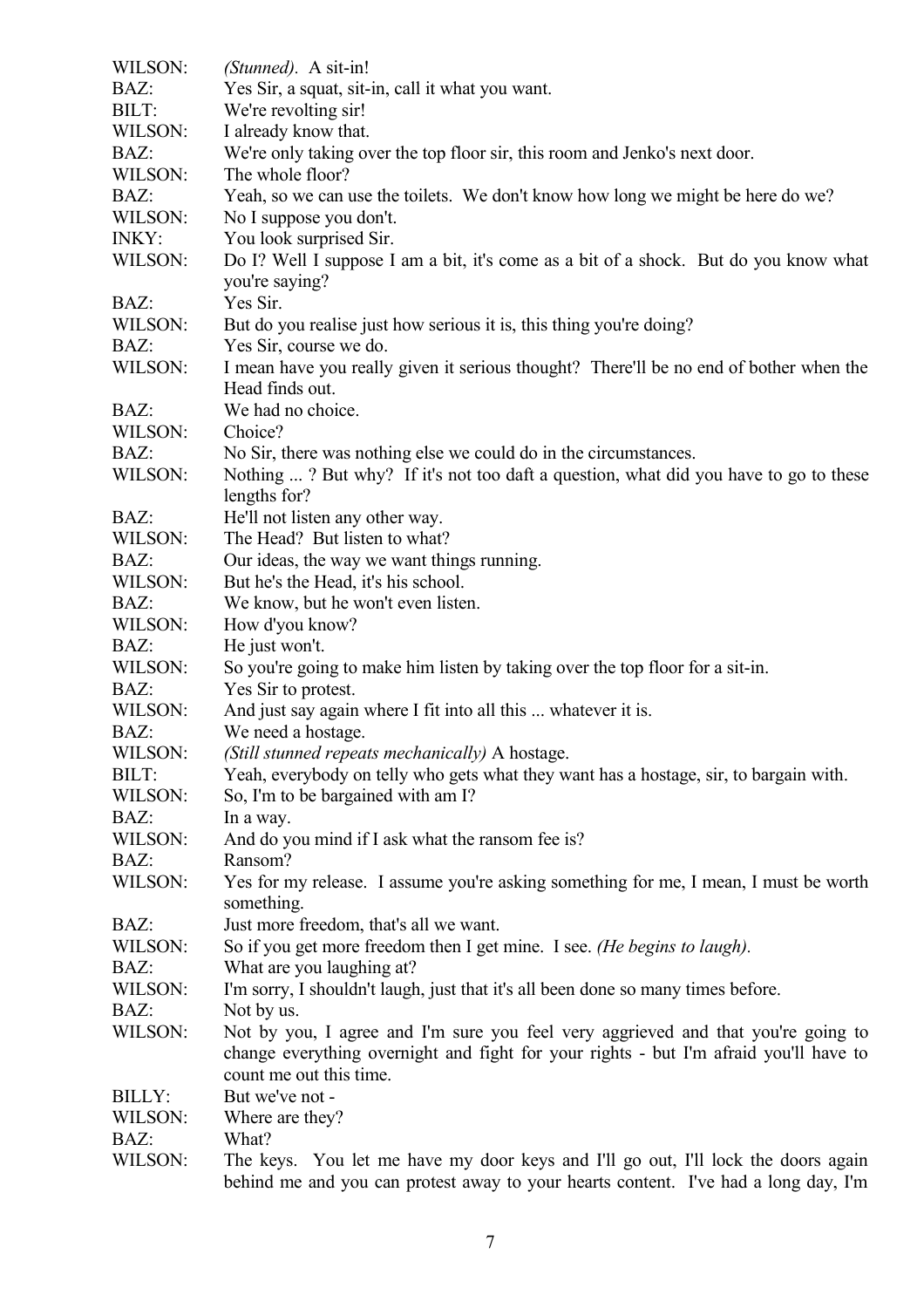WILSON: *(Stunned).* A sit-in!

BAZ: Yes Sir, a squat, sit-in, call it what you want.

BILT: We're revolting sir!

WILSON: I already know that.

BAZ: We're only taking over the top floor sir, this room and Jenko's next door.

WILSON: The whole floor?

BAZ: Yeah, so we can use the toilets. We don't know how long we might be here do we?

WILSON: No I suppose you don't.

INKY: You look surprised Sir.

WILSON: Do I? Well I suppose I am a bit, it's come as a bit of a shock. But do you know what you're saying?

BAZ: Yes Sir.

WILSON: But do you realise just how serious it is, this thing you're doing?

BAZ: Yes Sir, course we do.

WILSON: I mean have you really given it serious thought? There'll be no end of bother when the Head finds out.

BAZ: We had no choice.

WILSON: Choice?

BAZ: No Sir, there was nothing else we could do in the circumstances.

WILSON: Nothing ... ? But why? If it's not too daft a question, what did you have to go to these lengths for?

BAZ: He'll not listen any other way.

WILSON: The Head? But listen to what?

BAZ: Our ideas, the way we want things running.

WILSON: But he's the Head, it's his school.

BAZ: We know, but he won't even listen.

WILSON: How d'you know?

BAZ: He just won't.

WILSON: So you're going to make him listen by taking over the top floor for a sit-in.

BAZ: Yes Sir to protest.

WILSON: And just say again where I fit into all this ... whatever it is.

BAZ: We need a hostage.

WILSON: *(Still stunned repeats mechanically)* A hostage.

BILT: Yeah, everybody on telly who gets what they want has a hostage, sir, to bargain with.

WILSON: So, I'm to be bargained with am I?

BAZ: In a way.

WILSON: And do you mind if I ask what the ransom fee is?

BAZ: Ransom?

WILSON: Yes for my release. I assume you're asking something for me, I mean, I must be worth something.

BAZ: Just more freedom, that's all we want.

WILSON: So if you get more freedom then I get mine. I see. *(He begins to laugh).*

BAZ: What are you laughing at?

WILSON: I'm sorry, I shouldn't laugh, just that it's all been done so many times before.

BAZ: Not by us.

WILSON: Not by you, I agree and I'm sure you feel very aggrieved and that you're going to change everything overnight and fight for your rights - but I'm afraid you'll have to count me out this time.

BILLY: But we've not -

WILSON: Where are they?

BAZ: What?

WILSON: The keys. You let me have my door keys and I'll go out, I'll lock the doors again behind me and you can protest away to your hearts content. I've had a long day, I'm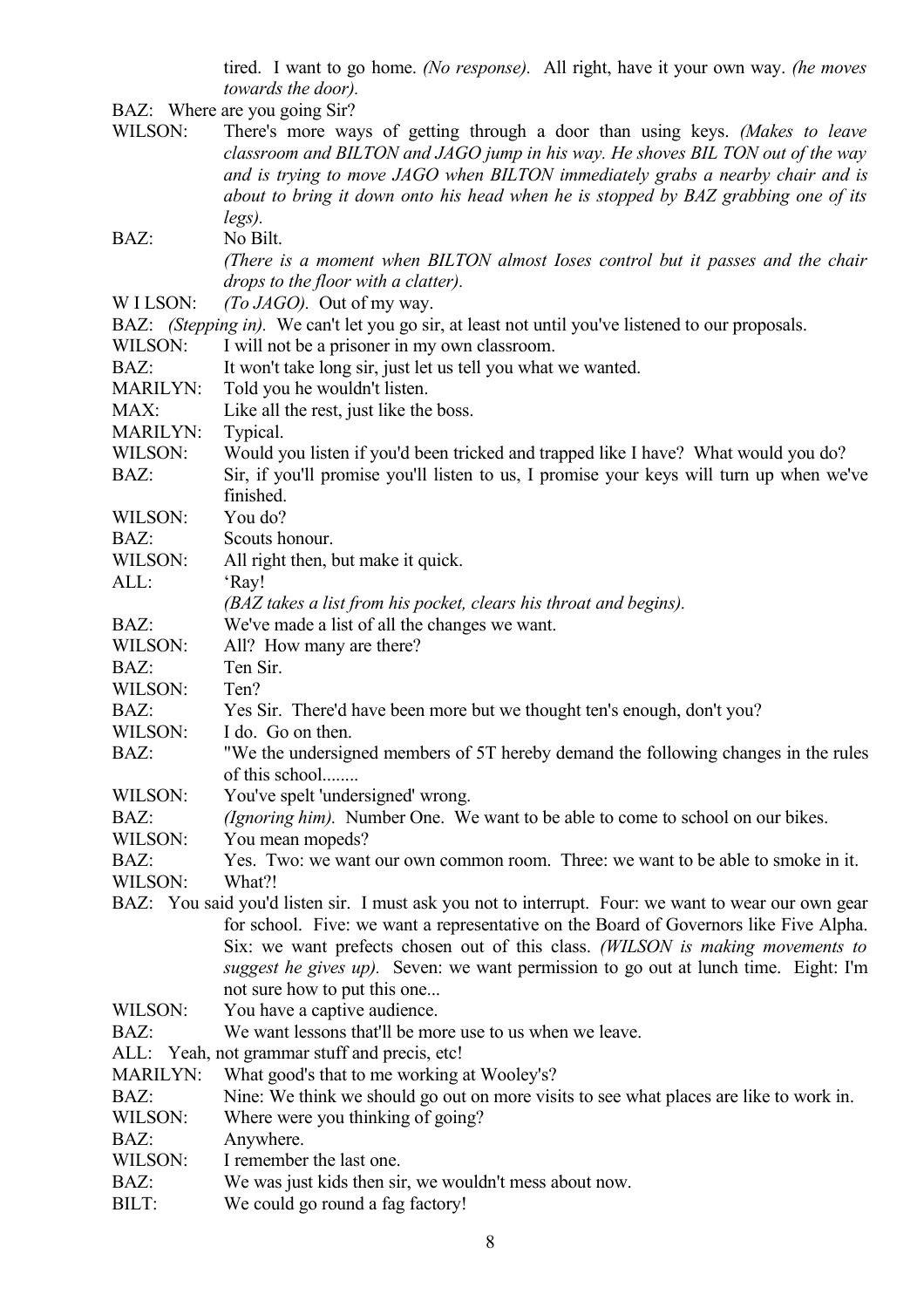tired. I want to go home. *(No response).* All right, have it your own way. *(he moves towards the door).*

BAZ: Where are you going Sir?

WILSON: There's more ways of getting through a door than using keys. *(Makes to leave classroom and BILTON and JAGO jump in his way. He shoves BIL TON out of the way and is trying to move JAGO when BILTON immediately grabs a nearby chair and is about to bring it down onto his head when he is stopped by BAZ grabbing one of its legs).*

BAZ: No Bilt.

*(There is a moment when BILTON almost loses control but it passes and the chair drops to the floor with a clatter).*

W I LSON: *(To JAGO).* Out of my way.

BAZ: *(Stepping in).* We can't let you go sir, at least not until you've listened to our proposals.

WILSON: I will not be a prisoner in my own classroom.

BAZ: It won't take long sir, just let us tell you what we wanted.

MARILYN: Told you he wouldn't listen.

MAX: Like all the rest, just like the boss.

MARILYN: Typical.

WILSON: Would you listen if you'd been tricked and trapped like I have? What would you do?

BAZ: Sir, if you'll promise you'll listen to us, I promise your keys will turn up when we've finished.

WILSON: You do?

BAZ: Scouts honour.

WILSON: All right then, but make it quick.

ALL: 'Ray!

*(BAZ takes a list from his pocket, clears his throat and begins).*

BAZ: We've made a list of all the changes we want.

WILSON: All? How many are there?

BAZ: Ten Sir.

WILSON: Ten?

BAZ: Yes Sir. There'd have been more but we thought ten's enough, don't you?

WILSON: I do. Go on then.

BAZ: "We the undersigned members of 5T hereby demand the following changes in the rules of this school........

WILSON: You've spelt 'undersigned' wrong.

BAZ: *(Ignoring him).* Number One. We want to be able to come to school on our bikes.

WILSON: You mean mopeds?

BAZ: Yes. Two: we want our own common room. Three: we want to be able to smoke in it.

WILSON: What?!

BAZ: You said you'd listen sir. I must ask you not to interrupt. Four: we want to wear our own gear for school. Five: we want a representative on the Board of Governors like Five Alpha. Six: we want prefects chosen out of this class. *(WILSON is making movements to suggest he gives up).* Seven: we want permission to go out at lunch time. Eight: I'm not sure how to put this one...

WILSON: You have a captive audience.

BAZ: We want lessons that'll be more use to us when we leave.

ALL: Yeah, not grammar stuff and precis, etc!

MARILYN: What good's that to me working at Wooley's?

BAZ: Nine: We think we should go out on more visits to see what places are like to work in.

WILSON: Where were you thinking of going?

BAZ: Anywhere.

WILSON: I remember the last one.

BAZ: We was just kids then sir, we wouldn't mess about now.

BILT: We could go round a fag factory!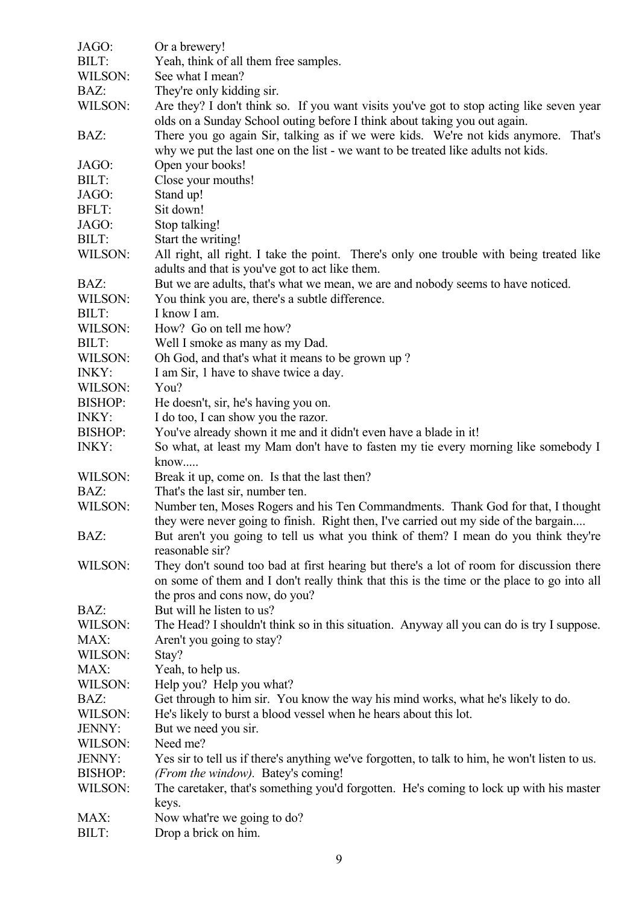JAGO: Or a brewery!

BILT: Yeah, think of all them free samples.

WILSON: See what I mean?

BAZ: They're only kidding sir.

WILSON: Are they? I don't think so. If you want visits you've got to stop acting like seven year olds on a Sunday School outing before I think about taking you out again.

BAZ: There you go again Sir, talking as if we were kids. We're not kids anymore. That's why we put the last one on the list - we want to be treated like adults not kids.

JAGO: Open your books!

BILT: Close your mouths!

JAGO: Stand up!

BFLT: Sit down!

JAGO: Stop talking!

BILT: Start the writing!

WILSON: All right, all right. I take the point. There's only one trouble with being treated like adults and that is you've got to act like them.

BAZ: But we are adults, that's what we mean, we are and nobody seems to have noticed.

WILSON: You think you are, there's a subtle difference.

BILT: I know I am.

WILSON: How? Go on tell me how?

BILT: Well I smoke as many as my Dad.

WILSON: Oh God, and that's what it means to be grown up ?

INKY: I am Sir, 1 have to shave twice a day.

WILSON: You?

BISHOP: He doesn't, sir, he's having you on.

INKY: I do too, I can show you the razor.

BISHOP: You've already shown it me and it didn't even have a blade in it!

INKY: So what, at least my Mam don't have to fasten my tie every morning like somebody I know.....

WILSON: Break it up, come on. Is that the last then?

BAZ: That's the last sir, number ten.

WILSON: Number ten, Moses Rogers and his Ten Commandments. Thank God for that, I thought they were never going to finish. Right then, I've carried out my side of the bargain....

BAZ: But aren't you going to tell us what you think of them? I mean do you think they're reasonable sir?

WILSON: They don't sound too bad at first hearing but there's a lot of room for discussion there on some of them and I don't really think that this is the time or the place to go into all the pros and cons now, do you?

BAZ: But will he listen to us?

WILSON: The Head? I shouldn't think so in this situation. Anyway all you can do is try I suppose.

MAX: Aren't you going to stay?

WILSON: Stay?

MAX: Yeah, to help us.

WILSON: Help you? Help you what?

BAZ: Get through to him sir. You know the way his mind works, what he's likely to do.

WILSON: He's likely to burst a blood vessel when he hears about this lot.

JENNY: But we need you sir.

WILSON: Need me?

JENNY: Yes sir to tell us if there's anything we've forgotten, to talk to him, he won't listen to us.

BISHOP: *(From the window).* Batey's coming!

WILSON: The caretaker, that's something you'd forgotten. He's coming to lock up with his master keys.

MAX: Now what're we going to do?

BILT: Drop a brick on him.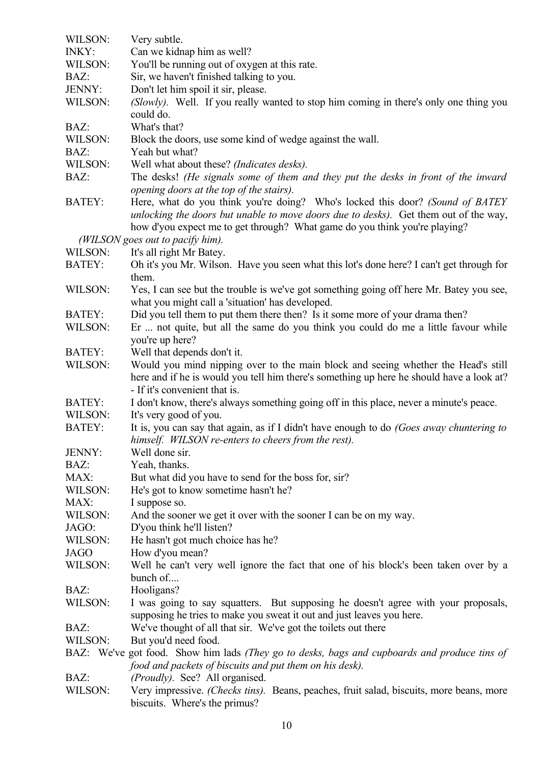WILSON: Very subtle.

INKY: Can we kidnap him as well?

WILSON: You'll be running out of oxygen at this rate.

BAZ: Sir, we haven't finished talking to you.

JENNY: Don't let him spoil it sir, please.

WILSON: *(Slowly).* Well. If you really wanted to stop him coming in there's only one thing you could do.

BAZ: What's that?

WILSON: Block the doors, use some kind of wedge against the wall.

BAZ: Yeah but what?

WILSON: Well what about these? *(Indicates desks).*

BAZ: The desks! *(He signals some of them and they put the desks in front of the inward opening doors at the top of the stairs).*

BATEY: Here, what do you think you're doing? Who's locked this door? *(Sound of BATEY unlocking the doors but unable to move doors due to desks).* Get them out of the way, how d'you expect me to get through? What game do you think you're playing?

*(WILSON goes out to pacify him).*

WILSON: It's all right Mr Batey.

BATEY: Oh it's you Mr. Wilson. Have you seen what this lot's done here? I can't get through for them.

WILSON: Yes, I can see but the trouble is we've got something going off here Mr. Batey you see, what you might call a 'situation' has developed.

BATEY: Did you tell them to put them there then? Is it some more of your drama then?

WILSON: Er ... not quite, but all the same do you think you could do me a little favour while you're up here?

BATEY: Well that depends don't it.

WILSON: Would you mind nipping over to the main block and seeing whether the Head's still here and if he is would you tell him there's something up here he should have a look at? - If it's convenient that is.

BATEY: I don't know, there's always something going off in this place, never a minute's peace.

WILSON: It's very good of you.

BATEY: It is, you can say that again, as if I didn't have enough to do *(Goes away chuntering to himself. WILSON re-enters to cheers from the rest).*

JENNY: Well done sir.

BAZ: Yeah, thanks.

MAX: But what did you have to send for the boss for, sir?

WILSON: He's got to know sometime hasn't he?

MAX: I suppose so.

WILSON: And the sooner we get it over with the sooner I can be on my way.

JAGO: D'you think he'll listen?

WILSON: He hasn't got much choice has he?

JAGO How d'you mean?

WILSON: Well he can't very well ignore the fact that one of his block's been taken over by a bunch of....

BAZ: Hooligans?

WILSON: I was going to say squatters. But supposing he doesn't agree with your proposals, supposing he tries to make you sweat it out and just leaves you here.

BAZ: We've thought of all that sir. We've got the toilets out there

WILSON: But you'd need food.

BAZ: We've got food. Show him lads *(They go to desks, bags and cupboards and produce tins of food and packets of biscuits and put them on his desk).*

BAZ: *(Proudly).* See? All organised.

WILSON: Very impressive. *(Checks tins).* Beans, peaches, fruit salad, biscuits, more beans, more biscuits. Where's the primus?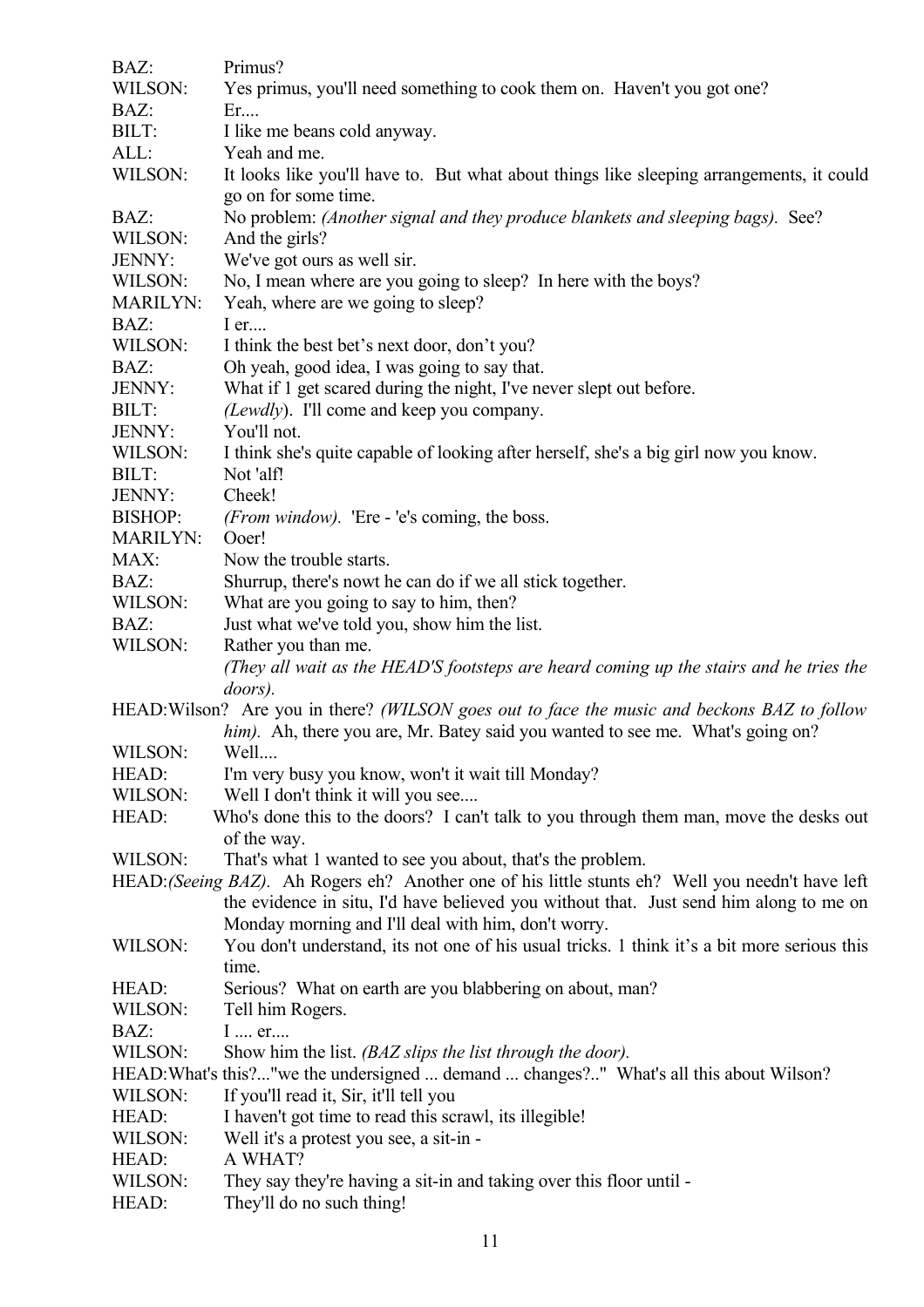BAZ: Primus?

WILSON: Yes primus, you'll need something to cook them on. Haven't you got one?

BAZ: Er....

BILT: I like me beans cold anyway.

ALL: Yeah and me.

WILSON: It looks like you'll have to. But what about things like sleeping arrangements, it could go on for some time.

BAZ: No problem: *(Another signal and they produce blankets and sleeping bags).* See?

WILSON: And the girls?

JENNY: We've got ours as well sir.

WILSON: No, I mean where are you going to sleep? In here with the boys?

MARILYN: Yeah, where are we going to sleep?

BAZ: I er....

WILSON: I think the best bet's next door, don't you?

BAZ: Oh yeah, good idea, I was going to say that.

JENNY: What if 1 get scared during the night, I've never slept out before.

BILT: *(Lewdly)*. I'll come and keep you company.

JENNY: You'll not.

WILSON: I think she's quite capable of looking after herself, she's a big girl now you know.

BILT: Not 'alf!

JENNY: Cheek!

BISHOP: *(From window).* 'Ere - 'e's coming, the boss.

MARILYN: Ooer!

MAX: Now the trouble starts.

BAZ: Shurrup, there's nowt he can do if we all stick together.

WILSON: What are you going to say to him, then?

BAZ: Just what we've told you, show him the list.

WILSON: Rather you than me.

*(They all wait as the HEAD'S footsteps are heard coming up the stairs and he tries the doors).*

HEAD: Wilson? Are you in there? *(WILSON goes out to face the music and beckons BAZ to follow him).* Ah, there you are, Mr. Batey said you wanted to see me. What's going on?

WILSON: Well....

HEAD: I'm very busy you know, won't it wait till Monday?

WILSON: Well I don't think it will you see....

HEAD: Who's done this to the doors? I can't talk to you through them man, move the desks out of the way.

WILSON: That's what 1 wanted to see you about, that's the problem.

HEAD: *(Seeing BAZ).* Ah Rogers eh? Another one of his little stunts eh? Well you needn't have left the evidence in situ, I'd have believed you without that. Just send him along to me on Monday morning and I'll deal with him, don't worry.

WILSON: You don't understand, its not one of his usual tricks. 1 think it's a bit more serious this time.

HEAD: Serious? What on earth are you blabbering on about, man?

WILSON: Tell him Rogers.

BAZ: I .... er....

WILSON: Show him the list. *(BAZ slips the list through the door).*

HEAD: What's this?..."we the undersigned ... demand ... changes?.." What's all this about Wilson?

WILSON: If you'll read it, Sir, it'll tell you

HEAD: I haven't got time to read this scrawl, its illegible!

WILSON: Well it's a protest you see, a sit-in -

HEAD: A WHAT?

WILSON: They say they're having a sit-in and taking over this floor until -

HEAD: They'll do no such thing!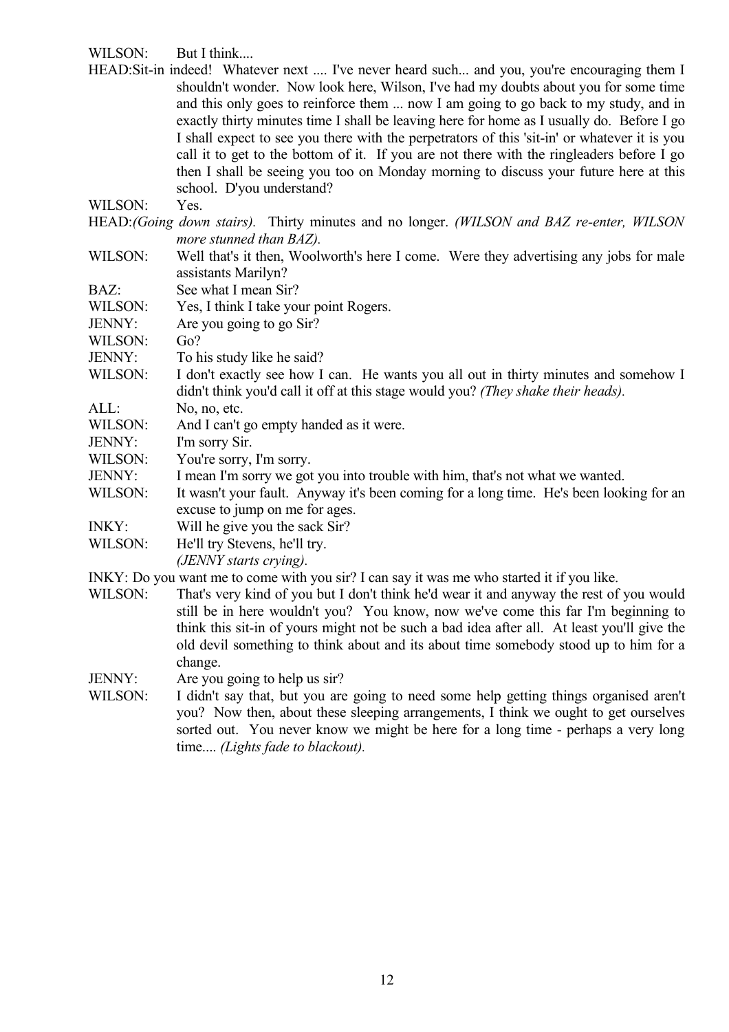WILSON: But I think....

HEAD: Sit-in indeed! Whatever next .... I've never heard such... and you, you're encouraging them I shouldn't wonder. Now look here, Wilson, I've had my doubts about you for some time and this only goes to reinforce them ... now I am going to go back to my study, and in exactly thirty minutes time I shall be leaving here for home as I usually do. Before I go I shall expect to see you there with the perpetrators of this 'sit-in' or whatever it is you call it to get to the bottom of it. If you are not there with the ringleaders before I go then I shall be seeing you too on Monday morning to discuss your future here at this school. D'you understand?

WILSON: Yes.

HEAD: *(Going down stairs).* Thirty minutes and no longer. *(WILSON and BAZ re-enter, WILSON more stunned than BAZ).*

WILSON: Well that's it then, Woolworth's here I come. Were they advertising any jobs for male assistants Marilyn?

BAZ: See what I mean Sir?

WILSON: Yes, I think I take your point Rogers.

JENNY: Are you going to go Sir?

WILSON: Go?

JENNY: To his study like he said?

WILSON: I don't exactly see how I can. He wants you all out in thirty minutes and somehow I didn't think you'd call it off at this stage would you? *(They shake their heads).*

ALL: No, no, etc.

WILSON: And I can't go empty handed as it were.

JENNY: I'm sorry Sir.

WILSON: You're sorry, I'm sorry.

JENNY: I mean I'm sorry we got you into trouble with him, that's not what we wanted.

WILSON: It wasn't your fault. Anyway it's been coming for a long time. He's been looking for an excuse to jump on me for ages.

INKY: Will he give you the sack Sir?

WILSON: He'll try Stevens, he'll try.
*(JENNY starts crying).*

INKY: Do you want me to come with you sir? I can say it was me who started it if you like.

WILSON: That's very kind of you but I don't think he'd wear it and anyway the rest of you would still be in here wouldn't you? You know, now we've come this far I'm beginning to think this sit-in of yours might not be such a bad idea after all. At least you'll give the old devil something to think about and its about time somebody stood up to him for a change.

JENNY: Are you going to help us sir?

WILSON: I didn't say that, but you are going to need some help getting things organised aren't you? Now then, about these sleeping arrangements, I think we ought to get ourselves sorted out. You never know we might be here for a long time - perhaps a very long time.... *(Lights fade to blackout).*